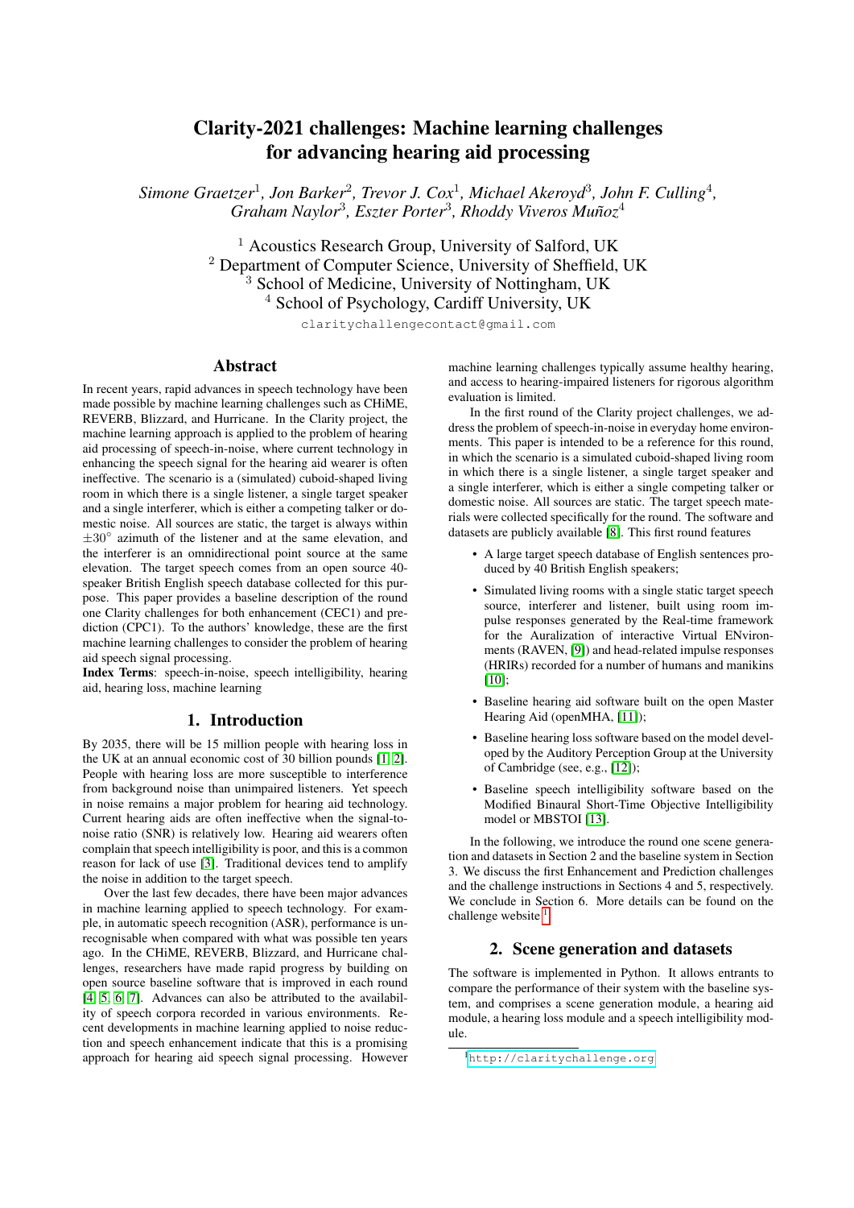# Clarity-2021 challenges: Machine learning challenges for advancing hearing aid processing

*Simone Graetzer*[1], *Jon Barker*[2], *Trevor J. Cox*[1], *Michael Akeroyd*[3], *John F. Culling*[4], *Graham Naylor*[3], *Eszter Porter*[3], *Rhoddy Viveros Muñoz*[4]

[1] Acoustics Research Group, University of Salford, UK
[2] Department of Computer Science, University of Sheffield, UK
[3] School of Medicine, University of Nottingham, UK
[4] School of Psychology, Cardiff University, UK

claritychallengecontact@gmail.com

## Abstract

In recent years, rapid advances in speech technology have been made possible by machine learning challenges such as CHiME, REVERB, Blizzard, and Hurricane. In the Clarity project, the machine learning approach is applied to the problem of hearing aid processing of speech-in-noise, where current technology in enhancing the speech signal for the hearing aid wearer is often ineffective. The scenario is a (simulated) cuboid-shaped living room in which there is a single listener, a single target speaker and a single interferer, which is either a competing talker or domestic noise. All sources are static, the target is always within $\pm 30^{\circ}$ azimuth of the listener and at the same elevation, and the interferer is an omnidirectional point source at the same elevation. The target speech comes from an open source 40-speaker British English speech database collected for this purpose. This paper provides a baseline description of the round one Clarity challenges for both enhancement (CEC1) and prediction (CPC1). To the authors' knowledge, these are the first machine learning challenges to consider the problem of hearing aid speech signal processing.

**Index Terms**: speech-in-noise, speech intelligibility, hearing aid, hearing loss, machine learning

## 1. Introduction

By 2035, there will be 15 million people with hearing loss in the UK at an annual economic cost of 30 billion pounds [1, 2]. People with hearing loss are more susceptible to interference from background noise than unimpaired listeners. Yet speech in noise remains a major problem for hearing aid technology. Current hearing aids are often ineffective when the signal-to-noise ratio (SNR) is relatively low. Hearing aid wearers often complain that speech intelligibility is poor, and this is a common reason for lack of use [3]. Traditional devices tend to amplify the noise in addition to the target speech.

Over the last few decades, there have been major advances in machine learning applied to speech technology. For example, in automatic speech recognition (ASR), performance is unrecognisable when compared with what was possible ten years ago. In the CHiME, REVERB, Blizzard, and Hurricane challenges, researchers have made rapid progress by building on open source baseline software that is improved in each round [4, 5, 6, 7]. Advances can also be attributed to the availability of speech corpora recorded in various environments. Recent developments in machine learning applied to noise reduction and speech enhancement indicate that this is a promising approach for hearing aid speech signal processing. However machine learning challenges typically assume healthy hearing, and access to hearing-impaired listeners for rigorous algorithm evaluation is limited.

In the first round of the Clarity project challenges, we address the problem of speech-in-noise in everyday home environments. This paper is intended to be a reference for this round, in which the scenario is a simulated cuboid-shaped living room in which there is a single listener, a single target speaker and a single interferer, which is either a single competing talker or domestic noise. All sources are static. The target speech materials were collected specifically for the round. The software and datasets are publicly available [8]. This first round features

- A large target speech database of English sentences produced by 40 British English speakers;
- Simulated living rooms with a single static target speech source, interferer and listener, built using room impulse responses generated by the Real-time framework for the Auralization of interactive Virtual ENvironments (RAVEN, [9]) and head-related impulse responses (HRIRs) recorded for a number of humans and manikins [10];
- Baseline hearing aid software built on the open Master Hearing Aid (openMHA, [11]);
- Baseline hearing loss software based on the model developed by the Auditory Perception Group at the University of Cambridge (see, e.g., [12]);
- Baseline speech intelligibility software based on the Modified Binaural Short-Time Objective Intelligibility model or MBSTOI [13].

In the following, we introduce the round one scene generation and datasets in Section 2 and the baseline system in Section 3. We discuss the first Enhancement and Prediction challenges and the challenge instructions in Sections 4 and 5, respectively. We conclude in Section 6. More details can be found on the challenge website[1].

## 2. Scene generation and datasets

The software is implemented in Python. It allows entrants to compare the performance of their system with the baseline system, and comprises a scene generation module, a hearing aid module, a hearing loss module and a speech intelligibility module.

[1] http://claritychallenge.org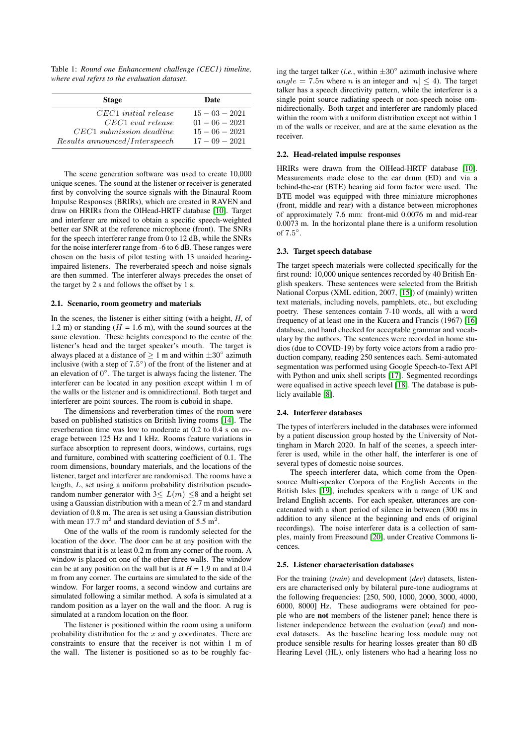Table 1: *Round one Enhancement challenge (CEC1) timeline, where eval refers to the evaluation dataset.*

| Stage | Date |
|---|---|
| $CEC1\ initial\ release$ | $15-03-2021$ |
| $CEC1\ eval\ release$ | $01-06-2021$ |
| $CEC1\ submission\ deadline$ | $15-06-2021$ |
| $Results\ announced/Interspeech$ | $17-09-2021$ |

The scene generation software was used to create 10,000 unique scenes. The sound at the listener or receiver is generated first by convolving the source signals with the Binaural Room Impulse Responses (BRIRs), which are created in RAVEN and draw on HRIRs from the OlHead-HRTF database [10]. Target and interferer are mixed to obtain a specific speech-weighted better ear SNR at the reference microphone (front). The SNRs for the speech interferer range from 0 to 12 dB, while the SNRs for the noise interferer range from -6 to 6 dB. These ranges were chosen on the basis of pilot testing with 13 unaided hearing-impaired listeners. The reverberated speech and noise signals are then summed. The interferer always precedes the onset of the target by 2 s and follows the offset by 1 s.

### 2.1. Scenario, room geometry and materials

In the scenes, the listener is either sitting (with a height, *H*, of 1.2 m) or standing (*H* = 1.6 m), with the sound sources at the same elevation. These heights correspond to the centre of the listener's head and the target speaker's mouth. The target is always placed at a distance of $\geq 1$ m and within $\pm 30^{\circ}$ azimuth inclusive (with a step of $7.5^{\circ}$) of the front of the listener and at an elevation of $0^{\circ}$. The target is always facing the listener. The interferer can be located in any position except within 1 m of the walls or the listener and is omnidirectional. Both target and interferer are point sources. The room is cuboid in shape.

The dimensions and reverberation times of the room were based on published statistics on British living rooms [14]. The reverberation time was low to moderate at 0.2 to 0.4 s on average between 125 Hz and 1 kHz. Rooms feature variations in surface absorption to represent doors, windows, curtains, rugs and furniture, combined with scattering coefficient of 0.1. The room dimensions, boundary materials, and the locations of the listener, target and interferer are randomised. The rooms have a length, $L$, set using a uniform probability distribution pseudo-random number generator with $3 \leq L(m) \leq 8$ and a height set using a Gaussian distribution with a mean of 2.7 m and standard deviation of 0.8 m. The area is set using a Gaussian distribution with mean 17.7 m$^2$ and standard deviation of 5.5 m$^2$.

One of the walls of the room is randomly selected for the location of the door. The door can be at any position with the constraint that it is at least 0.2 m from any corner of the room. A window is placed on one of the other three walls. The window can be at any position on the wall but is at *H* = 1.9 m and at 0.4 m from any corner. The curtains are simulated to the side of the window. For larger rooms, a second window and curtains are simulated following a similar method. A sofa is simulated at a random position as a layer on the wall and the floor. A rug is simulated at a random location on the floor.

The listener is positioned within the room using a uniform probability distribution for the $x$ and $y$ coordinates. There are constraints to ensure that the receiver is not within 1 m of the wall. The listener is positioned so as to be roughly facing the target talker (*i.e.*, within $\pm 30^{\circ}$ azimuth inclusive where $angle = 7.5n$ where $n$ is an integer and $|n| \leq 4$). The target talker has a speech directivity pattern, while the interferer is a single point source radiating speech or non-speech noise omnidirectionally. Both target and interferer are randomly placed within the room with a uniform distribution except not within 1 m of the walls or receiver, and are at the same elevation as the receiver.

### 2.2. Head-related impulse responses

HRIRs were drawn from the OlHead-HRTF database [10]. Measurements made close to the ear drum (ED) and via a behind-the-ear (BTE) hearing aid form factor were used. The BTE model was equipped with three miniature microphones (front, middle and rear) with a distance between microphones of approximately 7.6 mm: front-mid 0.0076 m and mid-rear 0.0073 m. In the horizontal plane there is a uniform resolution of $7.5^{\circ}$.

### 2.3. Target speech database

The target speech materials were collected specifically for the first round: 10,000 unique sentences recorded by 40 British English speakers. These sentences were selected from the British National Corpus (XML edition, 2007, [15]) of (mainly) written text materials, including novels, pamphlets, etc., but excluding poetry. These sentences contain 7-10 words, all with a word frequency of at least one in the Kucera and Francis (1967) [16] database, and hand checked for acceptable grammar and vocabulary by the authors. The sentences were recorded in home studios (due to COVID-19) by forty voice actors from a radio production company, reading 250 sentences each. Semi-automated segmentation was performed using Google Speech-to-Text API with Python and unix shell scripts [17]. Segmented recordings were equalised in active speech level [18]. The database is publicly available [8].

### 2.4. Interferer databases

The types of interferers included in the databases were informed by a patient discussion group hosted by the University of Nottingham in March 2020. In half of the scenes, a speech interferer is used, while in the other half, the interferer is one of several types of domestic noise sources.

The speech interferer data, which come from the Open-source Multi-speaker Corpora of the English Accents in the British Isles [19], includes speakers with a range of UK and Ireland English accents. For each speaker, utterances are concatenated with a short period of silence in between (300 ms in addition to any silence at the beginning and ends of original recordings). The noise interferer data is a collection of samples, mainly from Freesound [20], under Creative Commons licences.

### 2.5. Listener characterisation databases

For the training (*train*) and development (*dev*) datasets, listeners are characterised only by bilateral pure-tone audiograms at the following frequencies: [250, 500, 1000, 2000, 3000, 4000, 6000, 8000] Hz. These audiograms were obtained for people who are **not** members of the listener panel; hence there is listener independence between the evaluation (*eval*) and non-eval datasets. As the baseline hearing loss module may not produce sensible results for hearing losses greater than 80 dB Hearing Level (HL), only listeners who had a hearing loss no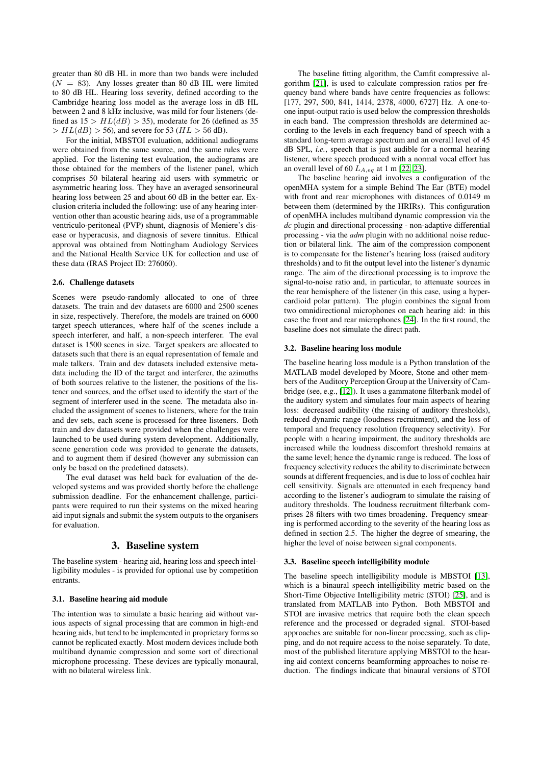greater than 80 dB HL in more than two bands were included ($N = 83$). Any losses greater than 80 dB HL were limited to 80 dB HL. Hearing loss severity, defined according to the Cambridge hearing loss model as the average loss in dB HL between 2 and 8 kHz inclusive, was mild for four listeners (defined as $15 > HL(dB) > 35$), moderate for 26 (defined as 35 $> HL(dB) > 56$), and severe for 53 ($HL > 56$ dB).

For the initial, MBSTOI evaluation, additional audiograms were obtained from the same source, and the same rules were applied. For the listening test evaluation, the audiograms are those obtained for the members of the listener panel, which comprises 50 bilateral hearing aid users with symmetric or asymmetric hearing loss. They have an averaged sensorineural hearing loss between 25 and about 60 dB in the better ear. Exclusion criteria included the following: use of any hearing intervention other than acoustic hearing aids, use of a programmable ventriculo-peritoneal (PVP) shunt, diagnosis of Meniere's disease or hyperacusis, and diagnosis of severe tinnitus. Ethical approval was obtained from Nottingham Audiology Services and the National Health Service UK for collection and use of these data (IRAS Project ID: 276060).

### 2.6. Challenge datasets

Scenes were pseudo-randomly allocated to one of three datasets. The train and dev datasets are 6000 and 2500 scenes in size, respectively. Therefore, the models are trained on 6000 target speech utterances, where half of the scenes include a speech interferer, and half, a non-speech interferer. The eval dataset is 1500 scenes in size. Target speakers are allocated to datasets such that there is an equal representation of female and male talkers. Train and dev datasets included extensive metadata including the ID of the target and interferer, the azimuths of both sources relative to the listener, the positions of the listener and sources, and the offset used to identify the start of the segment of interferer used in the scene. The metadata also included the assignment of scenes to listeners, where for the train and dev sets, each scene is processed for three listeners. Both train and dev datasets were provided when the challenges were launched to be used during system development. Additionally, scene generation code was provided to generate the datasets, and to augment them if desired (however any submission can only be based on the predefined datasets).

The eval dataset was held back for evaluation of the developed systems and was provided shortly before the challenge submission deadline. For the enhancement challenge, participants were required to run their systems on the mixed hearing aid input signals and submit the system outputs to the organisers for evaluation.

## 3. Baseline system

The baseline system - hearing aid, hearing loss and speech intelligibility modules - is provided for optional use by competition entrants.

### 3.1. Baseline hearing aid module

The intention was to simulate a basic hearing aid without various aspects of signal processing that are common in high-end hearing aids, but tend to be implemented in proprietary forms so cannot be replicated exactly. Most modern devices include both multiband dynamic compression and some sort of directional microphone processing. These devices are typically monaural, with no bilateral wireless link.

The baseline fitting algorithm, the Camfit compressive algorithm [21], is used to calculate compression ratios per frequency band where bands have centre frequencies as follows: [177, 297, 500, 841, 1414, 2378, 4000, 6727] Hz. A one-to-one input-output ratio is used below the compression thresholds in each band. The compression thresholds are determined according to the levels in each frequency band of speech with a standard long-term average spectrum and an overall level of 45 dB SPL, *i.e.*, speech that is just audible for a normal hearing listener, where speech produced with a normal vocal effort has an overall level of 60 $L_{A,eq}$ at 1 m [22, 23].

The baseline hearing aid involves a configuration of the openMHA system for a simple Behind The Ear (BTE) model with front and rear microphones with distances of 0.0149 m between them (determined by the HRIRs). This configuration of openMHA includes multiband dynamic compression via the *dc* plugin and directional processing - non-adaptive differential processing - via the *adm* plugin with no additional noise reduction or bilateral link. The aim of the compression component is to compensate for the listener's hearing loss (raised auditory thresholds) and to fit the output level into the listener's dynamic range. The aim of the directional processing is to improve the signal-to-noise ratio and, in particular, to attenuate sources in the rear hemisphere of the listener (in this case, using a hypercardioid polar pattern). The plugin combines the signal from two omnidirectional microphones on each hearing aid: in this case the front and rear microphones [24]. In the first round, the baseline does not simulate the direct path.

### 3.2. Baseline hearing loss module

The baseline hearing loss module is a Python translation of the MATLAB model developed by Moore, Stone and other members of the Auditory Perception Group at the University of Cambridge (see, e.g., [12]). It uses a gammatone filterbank model of the auditory system and simulates four main aspects of hearing loss: decreased audibility (the raising of auditory thresholds), reduced dynamic range (loudness recruitment), and the loss of temporal and frequency resolution (frequency selectivity). For people with a hearing impairment, the auditory thresholds are increased while the loudness discomfort threshold remains at the same level; hence the dynamic range is reduced. The loss of frequency selectivity reduces the ability to discriminate between sounds at different frequencies, and is due to loss of cochlea hair cell sensitivity. Signals are attenuated in each frequency band according to the listener's audiogram to simulate the raising of auditory thresholds. The loudness recruitment filterbank comprises 28 filters with two times broadening. Frequency smearing is performed according to the severity of the hearing loss as defined in section 2.5. The higher the degree of smearing, the higher the level of noise between signal components.

### 3.3. Baseline speech intelligibility module

The baseline speech intelligibility module is MBSTOI [13], which is a binaural speech intelligibility metric based on the Short-Time Objective Intelligibility metric (STOI) [25], and is translated from MATLAB into Python. Both MBSTOI and STOI are invasive metrics that require both the clean speech reference and the processed or degraded signal. STOI-based approaches are suitable for non-linear processing, such as clipping, and do not require access to the noise separately. To date, most of the published literature applying MBSTOI to the hearing aid context concerns beamforming approaches to noise reduction. The findings indicate that binaural versions of STOI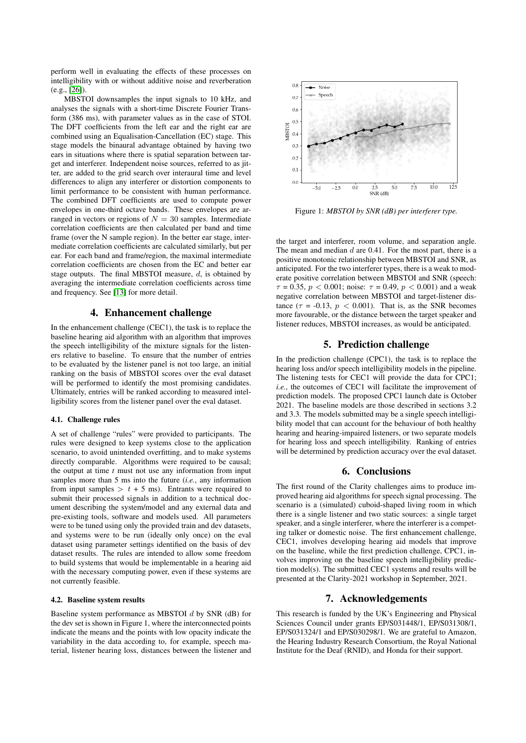perform well in evaluating the effects of these processes on intelligibility with or without additive noise and reverberation (e.g., [26]).

MBSTOI downsamples the input signals to 10 kHz, and analyses the signals with a short-time Discrete Fourier Transform (386 ms), with parameter values as in the case of STOI. The DFT coefficients from the left ear and the right ear are combined using an Equalisation-Cancellation (EC) stage. This stage models the binaural advantage obtained by having two ears in situations where there is spatial separation between target and interferer. Independent noise sources, referred to as jitter, are added to the grid search over interaural time and level differences to align any interferer or distortion components to limit performance to be consistent with human performance. The combined DFT coefficients are used to compute power envelopes in one-third octave bands. These envelopes are arranged in vectors or regions of $N = 30$ samples. Intermediate correlation coefficients are then calculated per band and time frame (over the N sample region). In the better ear stage, intermediate correlation coefficients are calculated similarly, but per ear. For each band and frame/region, the maximal intermediate correlation coefficients are chosen from the EC and better ear stage outputs. The final MBSTOI measure, $d$, is obtained by averaging the intermediate correlation coefficients across time and frequency. See [13] for more detail.

## 4. Enhancement challenge

In the enhancement challenge (CEC1), the task is to replace the baseline hearing aid algorithm with an algorithm that improves the speech intelligibility of the mixture signals for the listeners relative to baseline. To ensure that the number of entries to be evaluated by the listener panel is not too large, an initial ranking on the basis of MBSTOI scores over the eval dataset will be performed to identify the most promising candidates. Ultimately, entries will be ranked according to measured intelligibility scores from the listener panel over the eval dataset.

### 4.1. Challenge rules

A set of challenge "rules" were provided to participants. The rules were designed to keep systems close to the application scenario, to avoid unintended overfitting, and to make systems directly comparable. Algorithms were required to be causal; the output at time $t$ must not use any information from input samples more than 5 ms into the future (*i.e.*, any information from input samples $> t + 5$ ms). Entrants were required to submit their processed signals in addition to a technical document describing the system/model and any external data and pre-existing tools, software and models used. All parameters were to be tuned using only the provided train and dev datasets, and systems were to be run (ideally only once) on the eval dataset using parameter settings identified on the basis of dev dataset results. The rules are intended to allow some freedom to build systems that would be implementable in a hearing aid with the necessary computing power, even if these systems are not currently feasible.

### 4.2. Baseline system results

Baseline system performance as MBSTOI $d$ by SNR (dB) for the dev set is shown in Figure 1, where the interconnected points indicate the means and the points with low opacity indicate the variability in the data according to, for example, speech material, listener hearing loss, distances between the listener and the target and interferer, room volume, and separation angle. The mean and median $d$ are 0.41. For the most part, there is a positive monotonic relationship between MBSTOI and SNR, as anticipated. For the two interferer types, there is a weak to moderate positive correlation between MBSTOI and SNR (speech: $\tau$ = 0.35, $p < 0.001$; noise: $\tau$ = 0.49, $p < 0.001$) and a weak negative correlation between MBSTOI and target-listener distance ($\tau$ = -0.13, $p < 0.001$). That is, as the SNR becomes more favourable, or the distance between the target speaker and listener reduces, MBSTOI increases, as would be anticipated.

Figure 1: *MBSTOI by SNR (dB) per interferer type.*

## 5. Prediction challenge

In the prediction challenge (CPC1), the task is to replace the hearing loss and/or speech intelligibility models in the pipeline. The listening tests for CEC1 will provide the data for CPC1; *i.e.*, the outcomes of CEC1 will facilitate the improvement of prediction models. The proposed CPC1 launch date is October 2021. The baseline models are those described in sections 3.2 and 3.3. The models submitted may be a single speech intelligibility model that can account for the behaviour of both healthy hearing and hearing-impaired listeners, or two separate models for hearing loss and speech intelligibility. Ranking of entries will be determined by prediction accuracy over the eval dataset.

## 6. Conclusions

The first round of the Clarity challenges aims to produce improved hearing aid algorithms for speech signal processing. The scenario is a (simulated) cuboid-shaped living room in which there is a single listener and two static sources: a single target speaker, and a single interferer, where the interferer is a competing talker or domestic noise. The first enhancement challenge, CEC1, involves developing hearing aid models that improve on the baseline, while the first prediction challenge, CPC1, involves improving on the baseline speech intelligibility prediction model(s). The submitted CEC1 systems and results will be presented at the Clarity-2021 workshop in September, 2021.

## 7. Acknowledgements

This research is funded by the UK's Engineering and Physical Sciences Council under grants EP/S031448/1, EP/S031308/1, EP/S031324/1 and EP/S030298/1. We are grateful to Amazon, the Hearing Industry Research Consortium, the Royal National Institute for the Deaf (RNID), and Honda for their support.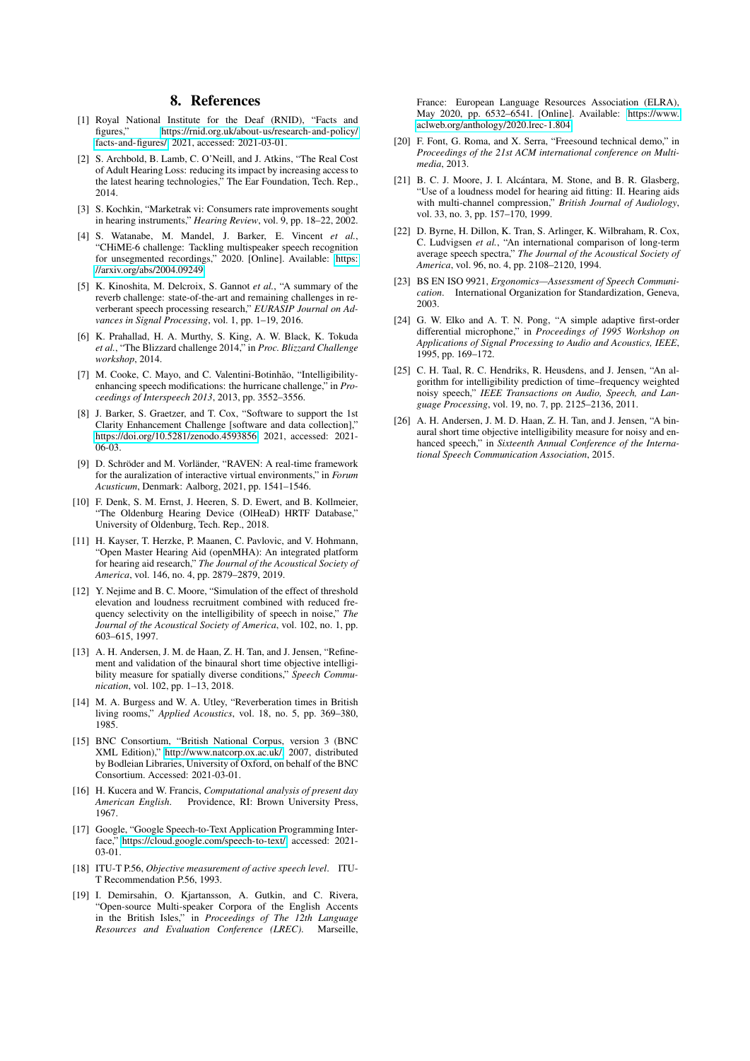## 8. References

[1] Royal National Institute for the Deaf (RNID), "Facts and figures," https://rnid.org.uk/about-us/research-and-policy/facts-and-figures/, 2021, accessed: 2021-03-01.

[2] S. Archbold, B. Lamb, C. O'Neill, and J. Atkins, "The Real Cost of Adult Hearing Loss: reducing its impact by increasing access to the latest hearing technologies," The Ear Foundation, Tech. Rep., 2014.

[3] S. Kochkin, "Marketrak vi: Consumers rate improvements sought in hearing instruments," *Hearing Review*, vol. 9, pp. 18–22, 2002.

[4] S. Watanabe, M. Mandel, J. Barker, E. Vincent *et al.*, "CHiME-6 challenge: Tackling multispeaker speech recognition for unsegmented recordings," 2020. [Online]. Available: https://arxiv.org/abs/2004.09249

[5] K. Kinoshita, M. Delcroix, S. Gannot *et al.*, "A summary of the reverb challenge: state-of-the-art and remaining challenges in reverberant speech processing research," *EURASIP Journal on Advances in Signal Processing*, vol. 1, pp. 1–19, 2016.

[6] K. Prahallad, H. A. Murthy, S. King, A. W. Black, K. Tokuda *et al.*, "The Blizzard challenge 2014," in *Proc. Blizzard Challenge workshop*, 2014.

[7] M. Cooke, C. Mayo, and C. Valentini-Botinhão, "Intelligibility-enhancing speech modifications: the hurricane challenge," in *Proceedings of Interspeech 2013*, 2013, pp. 3552–3556.

[8] J. Barker, S. Graetzer, and T. Cox, "Software to support the 1st Clarity Enhancement Challenge [software and data collection]," https://doi.org/10.5281/zenodo.4593856, 2021, accessed: 2021-06-03.

[9] D. Schröder and M. Vorländer, "RAVEN: A real-time framework for the auralization of interactive virtual environments," in *Forum Acusticum*, Denmark: Aalborg, 2021, pp. 1541–1546.

[10] F. Denk, S. M. Ernst, J. Heeren, S. D. Ewert, and B. Kollmeier, "The Oldenburg Hearing Device (OlHeaD) HRTF Database," University of Oldenburg, Tech. Rep., 2018.

[11] H. Kayser, T. Herzke, P. Maanen, C. Pavlovic, and V. Hohmann, "Open Master Hearing Aid (openMHA): An integrated platform for hearing aid research," *The Journal of the Acoustical Society of America*, vol. 146, no. 4, pp. 2879–2879, 2019.

[12] Y. Nejime and B. C. Moore, "Simulation of the effect of threshold elevation and loudness recruitment combined with reduced frequency selectivity on the intelligibility of speech in noise," *The Journal of the Acoustical Society of America*, vol. 102, no. 1, pp. 603–615, 1997.

[13] A. H. Andersen, J. M. de Haan, Z. H. Tan, and J. Jensen, "Refinement and validation of the binaural short time objective intelligibility measure for spatially diverse conditions," *Speech Communication*, vol. 102, pp. 1–13, 2018.

[14] M. A. Burgess and W. A. Utley, "Reverberation times in British living rooms," *Applied Acoustics*, vol. 18, no. 5, pp. 369–380, 1985.

[15] BNC Consortium, "British National Corpus, version 3 (BNC XML Edition)," http://www.natcorp.ox.ac.uk/, 2007, distributed by Bodleian Libraries, University of Oxford, on behalf of the BNC Consortium. Accessed: 2021-03-01.

[16] H. Kucera and W. Francis, *Computational analysis of present day American English*. Providence, RI: Brown University Press, 1967.

[17] Google, "Google Speech-to-Text Application Programming Interface," https://cloud.google.com/speech-to-text/, accessed: 2021-03-01.

[18] ITU-T P.56, *Objective measurement of active speech level*. ITU-T Recommendation P.56, 1993.

[19] I. Demirsahin, O. Kjartansson, A. Gutkin, and C. Rivera, "Open-source Multi-speaker Corpora of the English Accents in the British Isles," in *Proceedings of The 12th Language Resources and Evaluation Conference (LREC)*. Marseille, France: European Language Resources Association (ELRA), May 2020, pp. 6532–6541. [Online]. Available: https://www.aclweb.org/anthology/2020.lrec-1.804

[20] F. Font, G. Roma, and X. Serra, "Freesound technical demo," in *Proceedings of the 21st ACM international conference on Multimedia*, 2013.

[21] B. C. J. Moore, J. I. Alcántara, M. Stone, and B. R. Glasberg, "Use of a loudness model for hearing aid fitting: II. Hearing aids with multi-channel compression," *British Journal of Audiology*, vol. 33, no. 3, pp. 157–170, 1999.

[22] D. Byrne, H. Dillon, K. Tran, S. Arlinger, K. Wilbraham, R. Cox, C. Ludvigsen *et al.*, "An international comparison of long-term average speech spectra," *The Journal of the Acoustical Society of America*, vol. 96, no. 4, pp. 2108–2120, 1994.

[23] BS EN ISO 9921, *Ergonomics—Assessment of Speech Communication*. International Organization for Standardization, Geneva, 2003.

[24] G. W. Elko and A. T. N. Pong, "A simple adaptive first-order differential microphone," in *Proceedings of 1995 Workshop on Applications of Signal Processing to Audio and Acoustics, IEEE*, 1995, pp. 169–172.

[25] C. H. Taal, R. C. Hendriks, R. Heusdens, and J. Jensen, "An algorithm for intelligibility prediction of time–frequency weighted noisy speech," *IEEE Transactions on Audio, Speech, and Language Processing*, vol. 19, no. 7, pp. 2125–2136, 2011.

[26] A. H. Andersen, J. M. D. Haan, Z. H. Tan, and J. Jensen, "A binaural short time objective intelligibility measure for noisy and enhanced speech," in *Sixteenth Annual Conference of the International Speech Communication Association*, 2015.